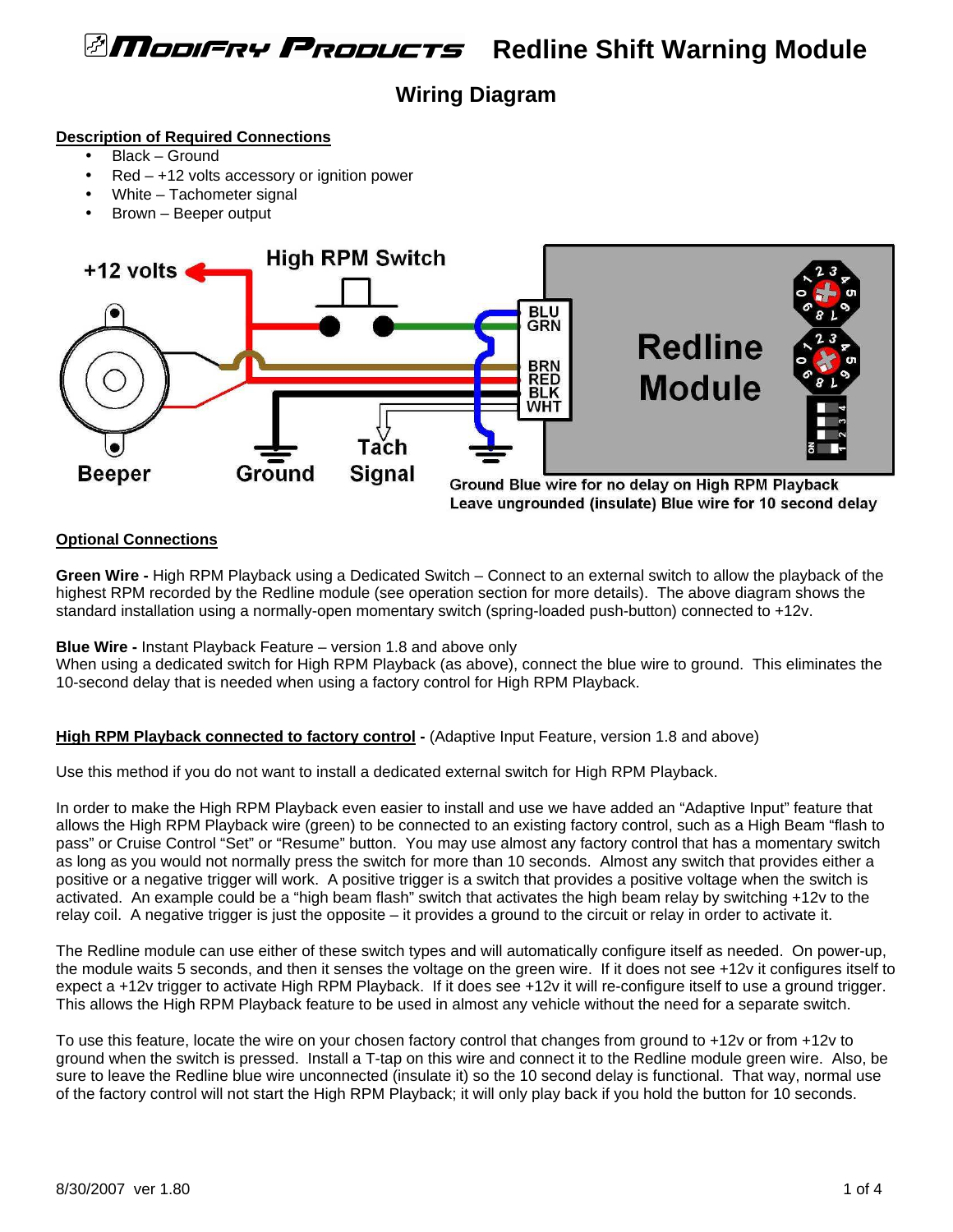# Modifry Products Redline Shift Warning Module

## Wiring Diagram

**Description of Required Connections**

- Black – Ground
- Red – +12 volts accessory or ignition power
- White – Tachometer signal
- Brown – Beeper output

Ground Blue wire for no delay on High RPM Playback
Leave ungrounded (insulate) Blue wire for 10 second delay

**Optional Connections**

**Green Wire -** High RPM Playback using a Dedicated Switch – Connect to an external switch to allow the playback of the highest RPM recorded by the Redline module (see operation section for more details). The above diagram shows the standard installation using a normally-open momentary switch (spring-loaded push-button) connected to +12v.

**Blue Wire -** Instant Playback Feature – version 1.8 and above only
When using a dedicated switch for High RPM Playback (as above), connect the blue wire to ground. This eliminates the 10-second delay that is needed when using a factory control for High RPM Playback.

**High RPM Playback connected to factory control -** (Adaptive Input Feature, version 1.8 and above)

Use this method if you do not want to install a dedicated external switch for High RPM Playback.

In order to make the High RPM Playback even easier to install and use we have added an "Adaptive Input" feature that allows the High RPM Playback wire (green) to be connected to an existing factory control, such as a High Beam "flash to pass" or Cruise Control "Set" or "Resume" button. You may use almost any factory control that has a momentary switch as long as you would not normally press the switch for more than 10 seconds. Almost any switch that provides either a positive or a negative trigger will work. A positive trigger is a switch that provides a positive voltage when the switch is activated. An example could be a "high beam flash" switch that activates the high beam relay by switching +12v to the relay coil. A negative trigger is just the opposite – it provides a ground to the circuit or relay in order to activate it.

The Redline module can use either of these switch types and will automatically configure itself as needed. On power-up, the module waits 5 seconds, and then it senses the voltage on the green wire. If it does not see +12v it configures itself to expect a +12v trigger to activate High RPM Playback. If it does see +12v it will re-configure itself to use a ground trigger. This allows the High RPM Playback feature to be used in almost any vehicle without the need for a separate switch.

To use this feature, locate the wire on your chosen factory control that changes from ground to +12v or from +12v to ground when the switch is pressed. Install a T-tap on this wire and connect it to the Redline module green wire. Also, be sure to leave the Redline blue wire unconnected (insulate it) so the 10 second delay is functional. That way, normal use of the factory control will not start the High RPM Playback; it will only play back if you hold the button for 10 seconds.

8/30/2007 ver 1.80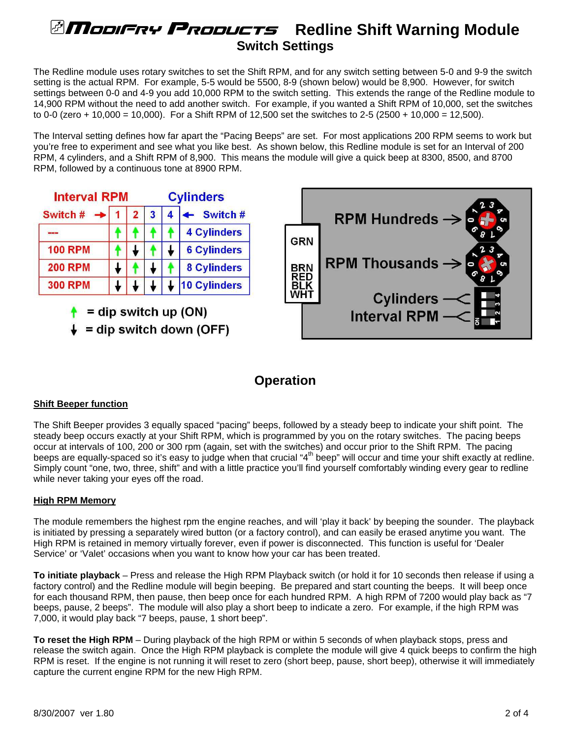# Modifry Products Redline Shift Warning Module

## Switch Settings

The Redline module uses rotary switches to set the Shift RPM, and for any switch setting between 5-0 and 9-9 the switch setting is the actual RPM. For example, 5-5 would be 5500, 8-9 (shown below) would be 8,900. However, for switch settings between 0-0 and 4-9 you add 10,000 RPM to the switch setting. This extends the range of the Redline module to 14,900 RPM without the need to add another switch. For example, if you wanted a Shift RPM of 10,000, set the switches to 0-0 (zero + 10,000 = 10,000). For a Shift RPM of 12,500 set the switches to 2-5 (2500 + 10,000 = 12,500).

The Interval setting defines how far apart the "Pacing Beeps" are set. For most applications 200 RPM seems to work but you're free to experiment and see what you like best. As shown below, this Redline module is set for an Interval of 200 RPM, 4 cylinders, and a Shift RPM of 8,900. This means the module will give a quick beep at 8300, 8500, and 8700 RPM, followed by a continuous tone at 8900 RPM.

| Interval RPM | | | | | Cylinders |
|---|---|---|---|---|---|
| Switch # → | 1 | 2 | 3 | 4 | ← Switch # |
| --- | ↑ | ↑ | ↑ | ↑ | 4 Cylinders |
| 100 RPM | ↑ | ↓ | ↑ | ↓ | 6 Cylinders |
| 200 RPM | ↓ | ↑ | ↓ | ↑ | 8 Cylinders |
| 300 RPM | ↓ | ↓ | ↓ | ↓ | 10 Cylinders |

↑ = dip switch up (ON)

↓ = dip switch down (OFF)

GRN, BRN, RED, BLK, WHT

RPM Hundreds →

RPM Thousands →

Cylinders

Interval RPM

## Operation

**Shift Beeper function**

The Shift Beeper provides 3 equally spaced "pacing" beeps, followed by a steady beep to indicate your shift point. The steady beep occurs exactly at your Shift RPM, which is programmed by you on the rotary switches. The pacing beeps occur at intervals of 100, 200 or 300 rpm (again, set with the switches) and occur prior to the Shift RPM. The pacing beeps are equally-spaced so it's easy to judge when that crucial "4th" beep" will occur and time your shift exactly at redline. Simply count "one, two, three, shift" and with a little practice you'll find yourself comfortably winding every gear to redline while never taking your eyes off the road.

**High RPM Memory**

The module remembers the highest rpm the engine reaches, and will 'play it back' by beeping the sounder. The playback is initiated by pressing a separately wired button (or a factory control), and can easily be erased anytime you want. The High RPM is retained in memory virtually forever, even if power is disconnected. This function is useful for 'Dealer Service' or 'Valet' occasions when you want to know how your car has been treated.

**To initiate playback** – Press and release the High RPM Playback switch (or hold it for 10 seconds then release if using a factory control) and the Redline module will begin beeping. Be prepared and start counting the beeps. It will beep once for each thousand RPM, then pause, then beep once for each hundred RPM. A high RPM of 7200 would play back as "7 beeps, pause, 2 beeps". The module will also play a short beep to indicate a zero. For example, if the high RPM was 7,000, it would play back "7 beeps, pause, 1 short beep".

**To reset the High RPM** – During playback of the high RPM or within 5 seconds of when playback stops, press and release the switch again. Once the High RPM playback is complete the module will give 4 quick beeps to confirm the high RPM is reset. If the engine is not running it will reset to zero (short beep, pause, short beep), otherwise it will immediately capture the current engine RPM for the new High RPM.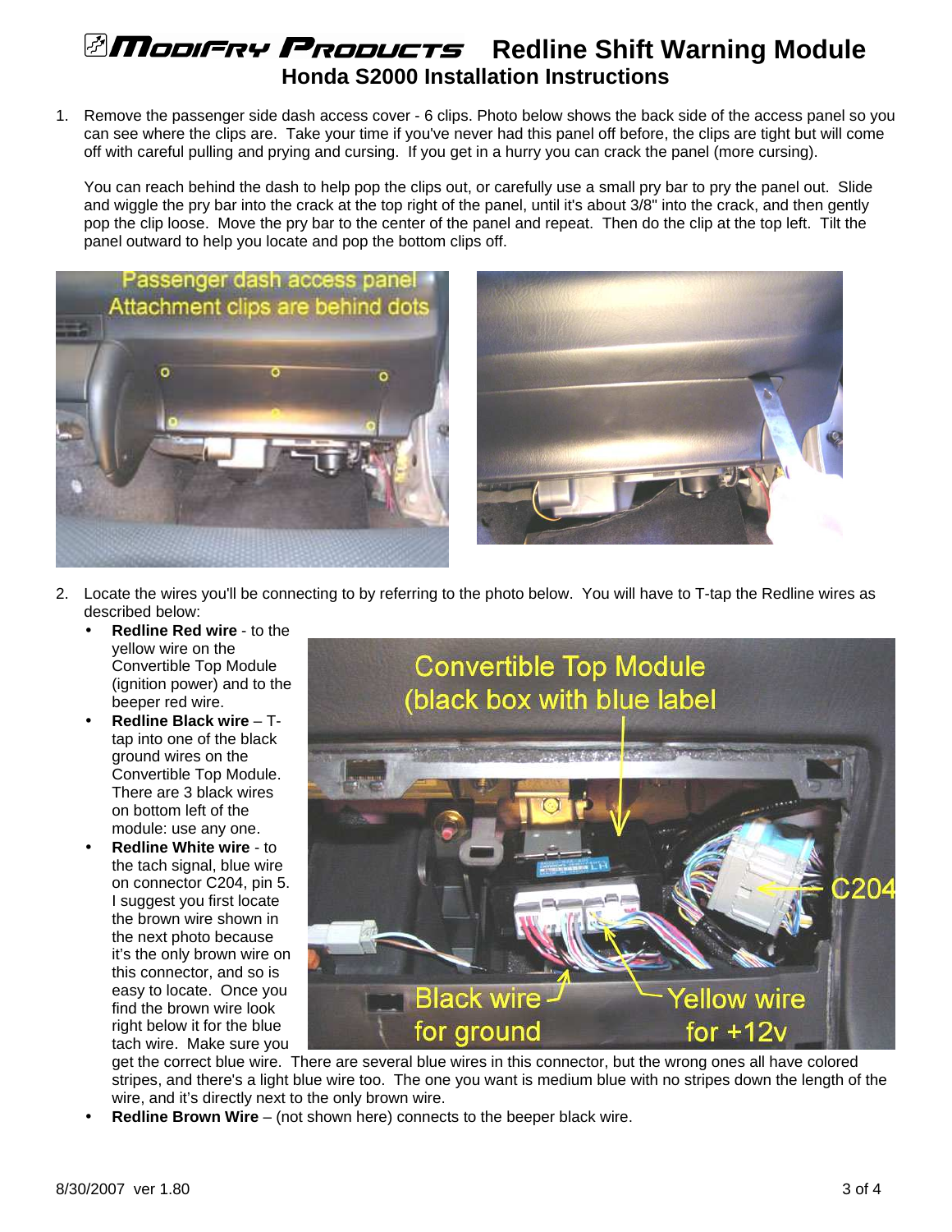# Modifry Products Redline Shift Warning Module

## Honda S2000 Installation Instructions

1. Remove the passenger side dash access cover - 6 clips. Photo below shows the back side of the access panel so you can see where the clips are. Take your time if you've never had this panel off before, the clips are tight but will come off with careful pulling and prying and cursing. If you get in a hurry you can crack the panel (more cursing).

   You can reach behind the dash to help pop the clips out, or carefully use a small pry bar to pry the panel out. Slide and wiggle the pry bar into the crack at the top right of the panel, until it's about 3/8" into the crack, and then gently pop the clip loose. Move the pry bar to the center of the panel and repeat. Then do the clip at the top left. Tilt the panel outward to help you locate and pop the bottom clips off.

2. Locate the wires you'll be connecting to by referring to the photo below. You will have to T-tap the Redline wires as described below:
   - **Redline Red wire** - to the yellow wire on the Convertible Top Module (ignition power) and to the beeper red wire.
   - **Redline Black wire** – T-tap into one of the black ground wires on the Convertible Top Module. There are 3 black wires on bottom left of the module: use any one.
   - **Redline White wire** - to the tach signal, blue wire on connector C204, pin 5. I suggest you first locate the brown wire shown in the next photo because it's the only brown wire on this connector, and so is easy to locate. Once you find the brown wire look right below it for the blue tach wire. Make sure you get the correct blue wire. There are several blue wires in this connector, but the wrong ones all have colored stripes, and there's a light blue wire too. The one you want is medium blue with no stripes down the length of the wire, and it's directly next to the only brown wire.
   - **Redline Brown Wire** – (not shown here) connects to the beeper black wire.

8/30/2007 ver 1.80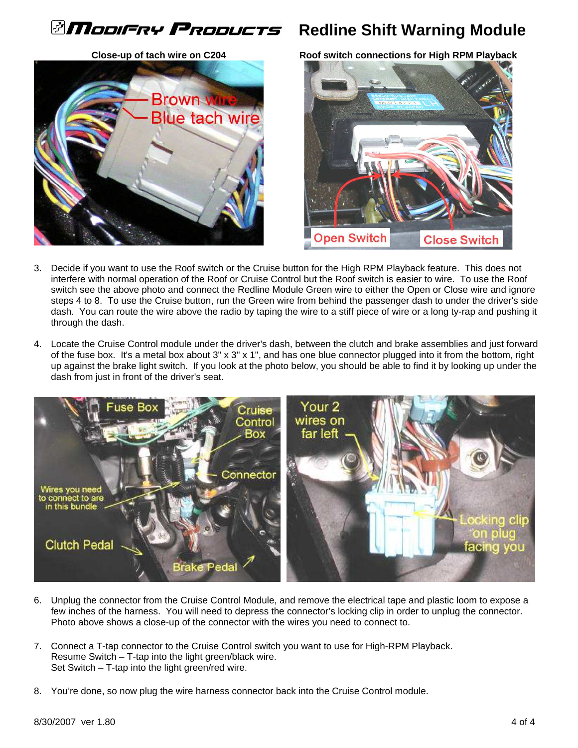# Modifry Products Redline Shift Warning Module

**Close-up of tach wire on C204**

Brown wire

Blue tach wire

**Roof switch connections for High RPM Playback**

Open Switch

Close Switch

3. Decide if you want to use the Roof switch or the Cruise button for the High RPM Playback feature. This does not interfere with normal operation of the Roof or Cruise Control but the Roof switch is easier to wire. To use the Roof switch see the above photo and connect the Redline Module Green wire to either the Open or Close wire and ignore steps 4 to 8. To use the Cruise button, run the Green wire from behind the passenger dash to under the driver's side dash. You can route the wire above the radio by taping the wire to a stiff piece of wire or a long ty-rap and pushing it through the dash.

4. Locate the Cruise Control module under the driver's dash, between the clutch and brake assemblies and just forward of the fuse box. It's a metal box about 3" x 3" x 1", and has one blue connector plugged into it from the bottom, right up against the brake light switch. If you look at the photo below, you should be able to find it by looking up under the dash from just in front of the driver's seat.

Fuse Box

Cruise Control Box

Connector

Wires you need to connect to are in this bundle

Clutch Pedal

Brake Pedal

Your 2 wires on far left

Locking clip on plug facing you

6. Unplug the connector from the Cruise Control Module, and remove the electrical tape and plastic loom to expose a few inches of the harness. You will need to depress the connector's locking clip in order to unplug the connector. Photo above shows a close-up of the connector with the wires you need to connect to.

7. Connect a T-tap connector to the Cruise Control switch you want to use for High-RPM Playback.
   Resume Switch – T-tap into the light green/black wire.
   Set Switch – T-tap into the light green/red wire.

8. You're done, so now plug the wire harness connector back into the Cruise Control module.

8/30/2007 ver 1.80